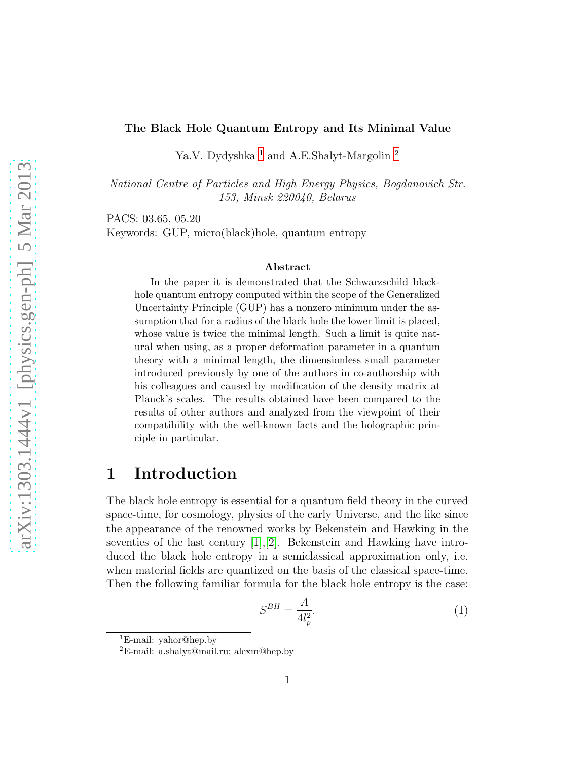**The Black Hole Quantum Entropy and Its Minimal Value**

Ya.V. Dydyshka [1] and A.E.Shalyt-Margolin [2]

*National Centre of Particles and High Energy Physics, Bogdanovich Str. 153, Minsk 220040, Belarus*

PACS: 03.65, 05.20
Keywords: GUP, micro(black)hole, quantum entropy

**Abstract**

In the paper it is demonstrated that the Schwarzschild black-hole quantum entropy computed within the scope of the Generalized Uncertainty Principle (GUP) has a nonzero minimum under the assumption that for a radius of the black hole the lower limit is placed, whose value is twice the minimal length. Such a limit is quite natural when using, as a proper deformation parameter in a quantum theory with a minimal length, the dimensionless small parameter introduced previously by one of the authors in co-authorship with his colleagues and caused by modification of the density matrix at Planck's scales. The results obtained have been compared to the results of other authors and analyzed from the viewpoint of their compatibility with the well-known facts and the holographic principle in particular.

# 1 Introduction

The black hole entropy is essential for a quantum field theory in the curved space-time, for cosmology, physics of the early Universe, and the like since the appearance of the renowned works by Bekenstein and Hawking in the seventies of the last century [1],[2]. Bekenstein and Hawking have introduced the black hole entropy in a semiclassical approximation only, i.e. when material fields are quantized on the basis of the classical space-time. Then the following familiar formula for the black hole entropy is the case:

$$S^{BH} = \frac{A}{4l_p^2}. \tag{1}$$

[1] E-mail: yahor@hep.by

[2] E-mail: a.shalyt@mail.ru; alexm@hep.by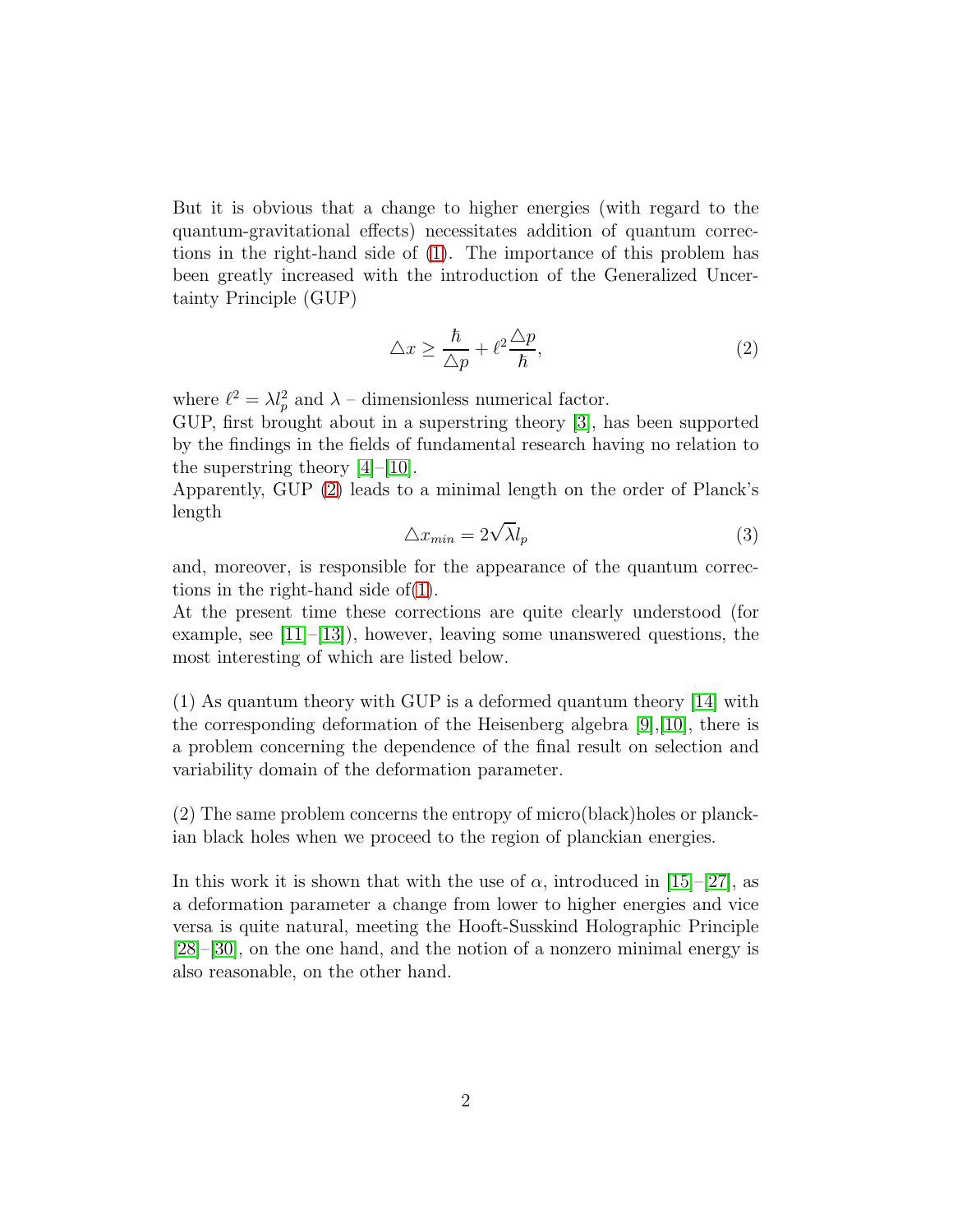But it is obvious that a change to higher energies (with regard to the quantum-gravitational effects) necessitates addition of quantum corrections in the right-hand side of (1). The importance of this problem has been greatly increased with the introduction of the Generalized Uncertainty Principle (GUP)

$$\triangle x \geq \frac{\hbar}{\triangle p} + \ell^2 \frac{\triangle p}{\hbar}, \tag{2}$$

where $\ell^2 = \lambda l_p^2$ and $\lambda$ – dimensionless numerical factor.
GUP, first brought about in a superstring theory [3], has been supported by the findings in the fields of fundamental research having no relation to the superstring theory [4]–[10].
Apparently, GUP (2) leads to a minimal length on the order of Planck's length

$$\triangle x_{min} = 2\sqrt{\lambda} l_p \tag{3}$$

and, moreover, is responsible for the appearance of the quantum corrections in the right-hand side of(1).
At the present time these corrections are quite clearly understood (for example, see [11]–[13]), however, leaving some unanswered questions, the most interesting of which are listed below.

(1) As quantum theory with GUP is a deformed quantum theory [14] with the corresponding deformation of the Heisenberg algebra [9],[10], there is a problem concerning the dependence of the final result on selection and variability domain of the deformation parameter.

(2) The same problem concerns the entropy of micro(black)holes or planckian black holes when we proceed to the region of planckian energies.

In this work it is shown that with the use of $\alpha$, introduced in [15]–[27], as a deformation parameter a change from lower to higher energies and vice versa is quite natural, meeting the Hooft-Susskind Holographic Principle [28]–[30], on the one hand, and the notion of a nonzero minimal energy is also reasonable, on the other hand.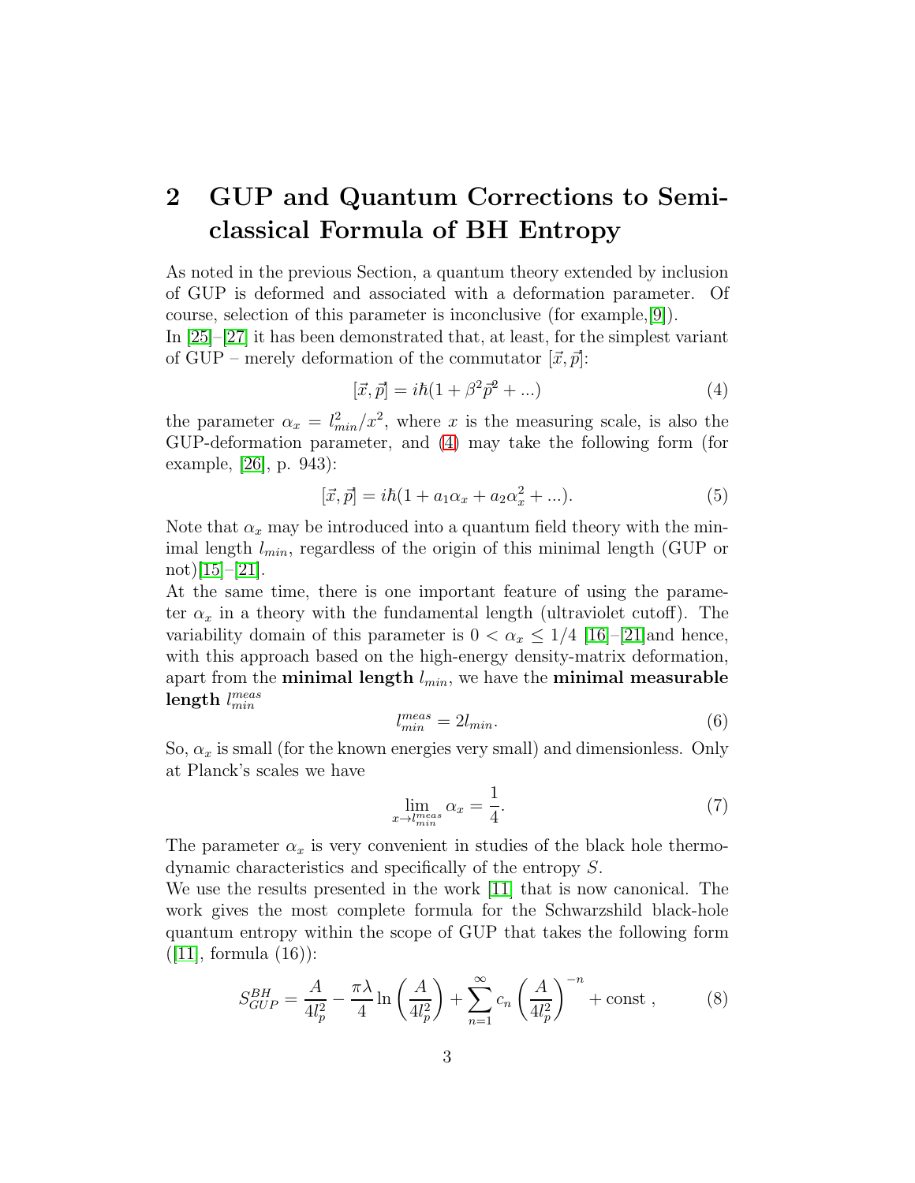## 2 GUP and Quantum Corrections to Semiclassical Formula of BH Entropy

As noted in the previous Section, a quantum theory extended by inclusion of GUP is deformed and associated with a deformation parameter. Of course, selection of this parameter is inconclusive (for example,[9]).
In [25]–[27] it has been demonstrated that, at least, for the simplest variant of GUP – merely deformation of the commutator $[\vec{x}, \vec{p}]$:

$$[\vec{x}, \vec{p}] = i\hbar(1 + \beta^2 \vec{p}^2 + ...) \tag{4}$$

the parameter $\alpha_x = l_{min}^2/x^2$, where $x$ is the measuring scale, is also the GUP-deformation parameter, and (4) may take the following form (for example, [26], p. 943):

$$[\vec{x}, \vec{p}] = i\hbar(1 + a_1\alpha_x + a_2\alpha_x^2 + ...). \tag{5}$$

Note that $\alpha_x$ may be introduced into a quantum field theory with the minimal length $l_{min}$, regardless of the origin of this minimal length (GUP or not)[15]–[21].
At the same time, there is one important feature of using the parameter $\alpha_x$ in a theory with the fundamental length (ultraviolet cutoff). The variability domain of this parameter is $0 < \alpha_x \leq 1/4$ [16]–[21]and hence, with this approach based on the high-energy density-matrix deformation, apart from the **minimal length** $l_{min}$, we have the **minimal measurable length** $l_{min}^{meas}$

$$l_{min}^{meas} = 2l_{min}. \tag{6}$$

So, $\alpha_x$ is small (for the known energies very small) and dimensionless. Only at Planck's scales we have

$$\lim_{x \rightarrow l_{min}^{meas}} \alpha_x = \frac{1}{4}. \tag{7}$$

The parameter $\alpha_x$ is very convenient in studies of the black hole thermodynamic characteristics and specifically of the entropy $S$.
We use the results presented in the work [11] that is now canonical. The work gives the most complete formula for the Schwarzshild black-hole quantum entropy within the scope of GUP that takes the following form ([11], formula (16)):

$$S_{GUP}^{BH} = \frac{A}{4l_p^2} - \frac{\pi\lambda}{4}\ln\left(\frac{A}{4l_p^2}\right) + \sum_{n=1}^{\infty} c_n \left(\frac{A}{4l_p^2}\right)^{-n} + \text{const} , \tag{8}$$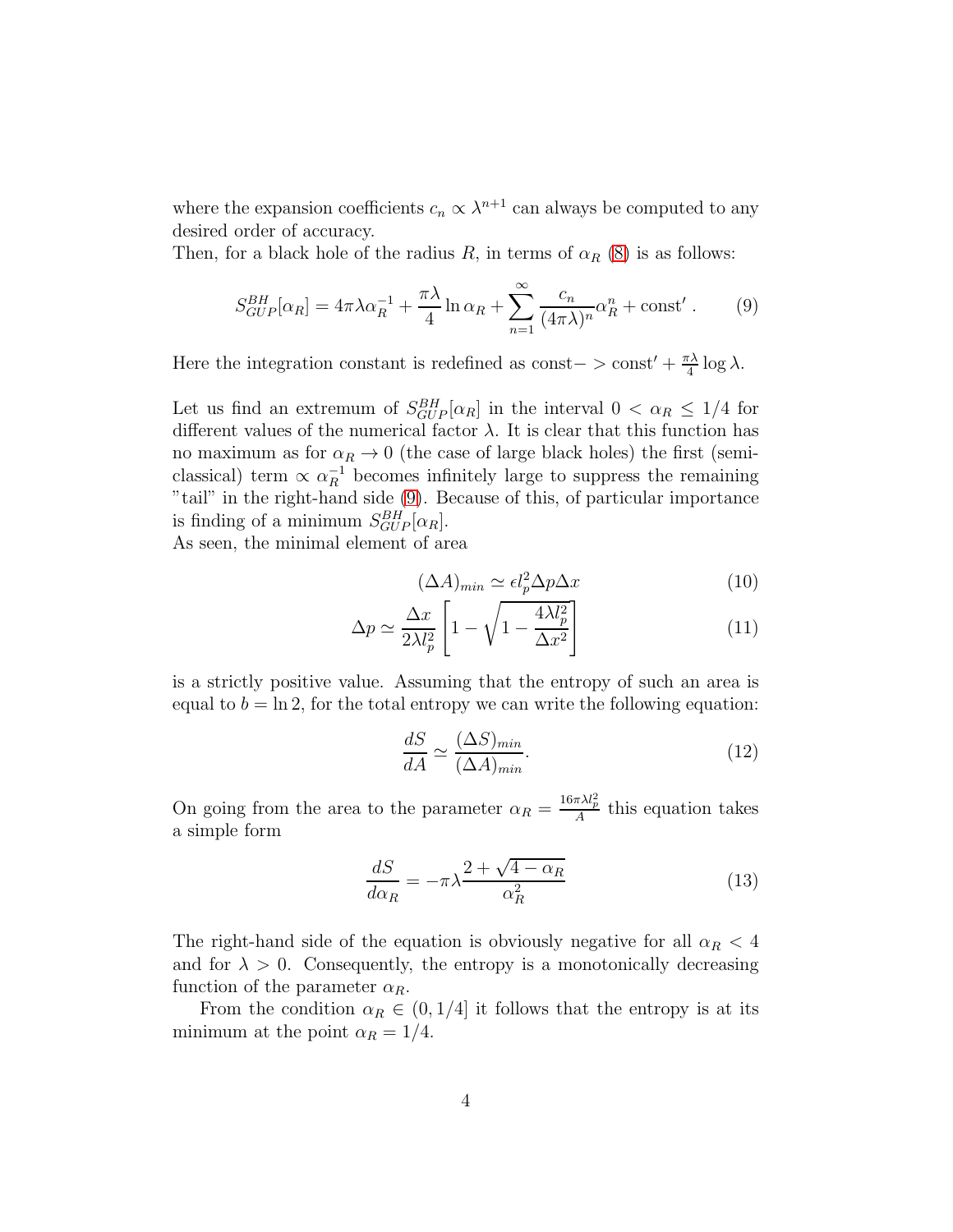where the expansion coefficients $c_n \propto \lambda^{n+1}$ can always be computed to any desired order of accuracy.
Then, for a black hole of the radius $R$, in terms of $\alpha_R$ (8) is as follows:

$$S_{GUP}^{BH}[\alpha_R] = 4\pi\lambda\alpha_R^{-1} + \frac{\pi\lambda}{4}\ln\alpha_R + \sum_{n=1}^{\infty}\frac{c_n}{(4\pi\lambda)^n}\alpha_R^n + \text{const}' \, . \tag{9}$$

Here the integration constant is redefined as $\text{const} -> \text{const}' + \frac{\pi\lambda}{4}\log\lambda$.

Let us find an extremum of $S_{GUP}^{BH}[\alpha_R]$ in the interval $0 < \alpha_R \leq 1/4$ for different values of the numerical factor $\lambda$. It is clear that this function has no maximum as for $\alpha_R \to 0$ (the case of large black holes) the first (semiclassical) term $\propto \alpha_R^{-1}$ becomes infinitely large to suppress the remaining "tail" in the right-hand side (9). Because of this, of particular importance is finding of a minimum $S_{GUP}^{BH}[\alpha_R]$.
As seen, the minimal element of area

$$(\Delta A)_{min} \simeq \epsilon l_p^2 \Delta p \Delta x \tag{10}$$

$$\Delta p \simeq \frac{\Delta x}{2\lambda l_p^2}\left[1 - \sqrt{1 - \frac{4\lambda l_p^2}{\Delta x^2}}\right] \tag{11}$$

is a strictly positive value. Assuming that the entropy of such an area is equal to $b = \ln 2$, for the total entropy we can write the following equation:

$$\frac{dS}{dA} \simeq \frac{(\Delta S)_{min}}{(\Delta A)_{min}}. \tag{12}$$

On going from the area to the parameter $\alpha_R = \frac{16\pi\lambda l_p^2}{A}$ this equation takes a simple form

$$\frac{dS}{d\alpha_R} = -\pi\lambda\frac{2 + \sqrt{4 - \alpha_R}}{\alpha_R^2} \tag{13}$$

The right-hand side of the equation is obviously negative for all $\alpha_R < 4$ and for $\lambda > 0$. Consequently, the entropy is a monotonically decreasing function of the parameter $\alpha_R$.

From the condition $\alpha_R \in (0, 1/4]$ it follows that the entropy is at its minimum at the point $\alpha_R = 1/4$.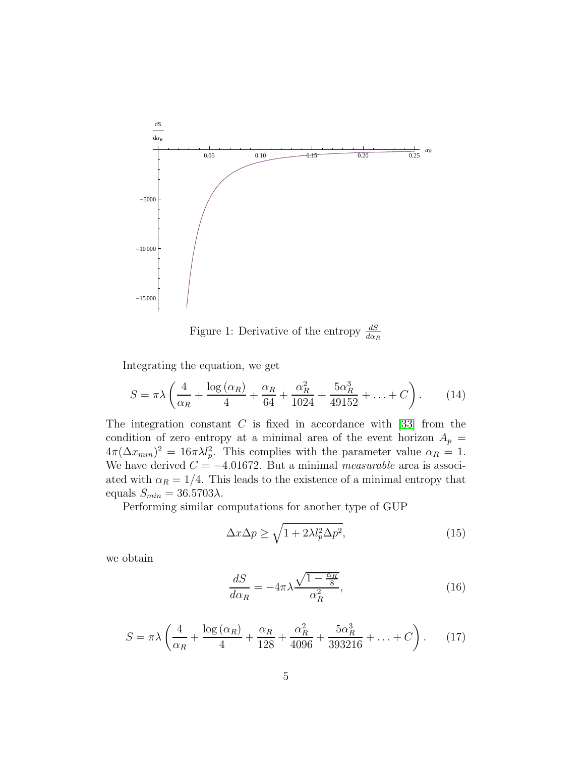Figure 1: Derivative of the entropy $\frac{dS}{d\alpha_R}$

Integrating the equation, we get

$$S = \pi\lambda \left( \frac{4}{\alpha_R} + \frac{\log(\alpha_R)}{4} + \frac{\alpha_R}{64} + \frac{\alpha_R^2}{1024} + \frac{5\alpha_R^3}{49152} + \ldots + C \right). \tag{14}$$

The integration constant $C$ is fixed in accordance with [33] from the condition of zero entropy at a minimal area of the event horizon $A_p = 4\pi(\Delta x_{min})^2 = 16\pi\lambda l_p^2$. This complies with the parameter value $\alpha_R = 1$. We have derived $C = -4.01672$. But a minimal *measurable* area is associated with $\alpha_R = 1/4$. This leads to the existence of a minimal entropy that equals $S_{min} = 36.5703\lambda$.

Performing similar computations for another type of GUP

$$\Delta x \Delta p \geq \sqrt{1 + 2\lambda l_p^2 \Delta p^2}, \tag{15}$$

we obtain

$$\frac{dS}{d\alpha_R} = -4\pi\lambda \frac{\sqrt{1 - \frac{\alpha_R}{8}}}{\alpha_R^2}, \tag{16}$$

$$S = \pi\lambda \left( \frac{4}{\alpha_R} + \frac{\log(\alpha_R)}{4} + \frac{\alpha_R}{128} + \frac{\alpha_R^2}{4096} + \frac{5\alpha_R^3}{393216} + \ldots + C \right). \tag{17}$$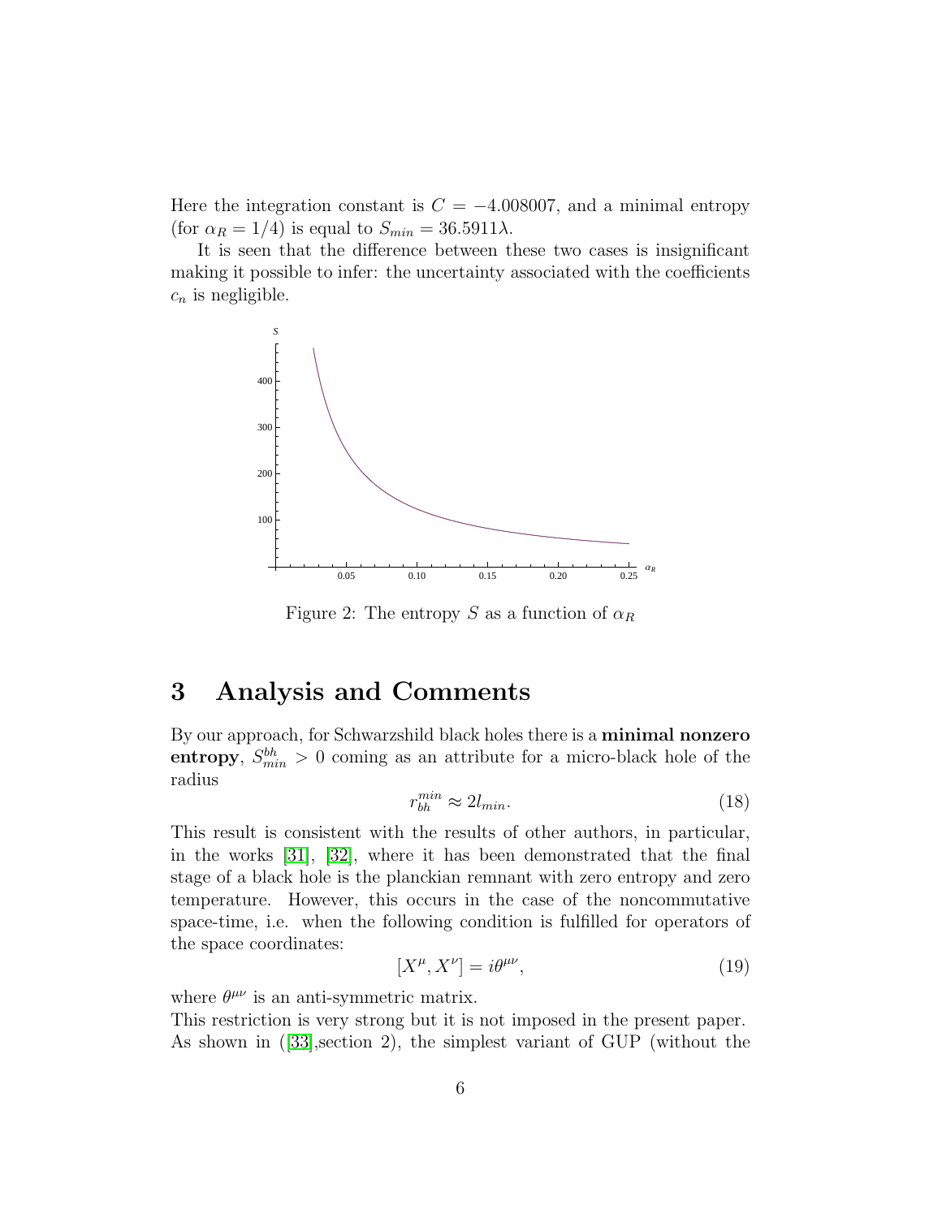Here the integration constant is $C = -4.008007$, and a minimal entropy (for $\alpha_R = 1/4$) is equal to $S_{min} = 36.5911\lambda$.

It is seen that the difference between these two cases is insignificant making it possible to infer: the uncertainty associated with the coefficients $c_n$ is negligible.

Figure 2: The entropy $S$ as a function of $\alpha_R$

# 3 Analysis and Comments

By our approach, for Schwarzshild black holes there is a **minimal nonzero entropy**, $S_{min}^{bh} > 0$ coming as an attribute for a micro-black hole of the radius

$$r_{bh}^{min} \approx 2l_{min}. \tag{18}$$

This result is consistent with the results of other authors, in particular, in the works [31], [32], where it has been demonstrated that the final stage of a black hole is the planckian remnant with zero entropy and zero temperature. However, this occurs in the case of the noncommutative space-time, i.e. when the following condition is fulfilled for operators of the space coordinates:

$$[X^{\mu}, X^{\nu}] = i\theta^{\mu\nu}, \tag{19}$$

where $\theta^{\mu\nu}$ is an anti-symmetric matrix.
This restriction is very strong but it is not imposed in the present paper. As shown in ([33],section 2), the simplest variant of GUP (without the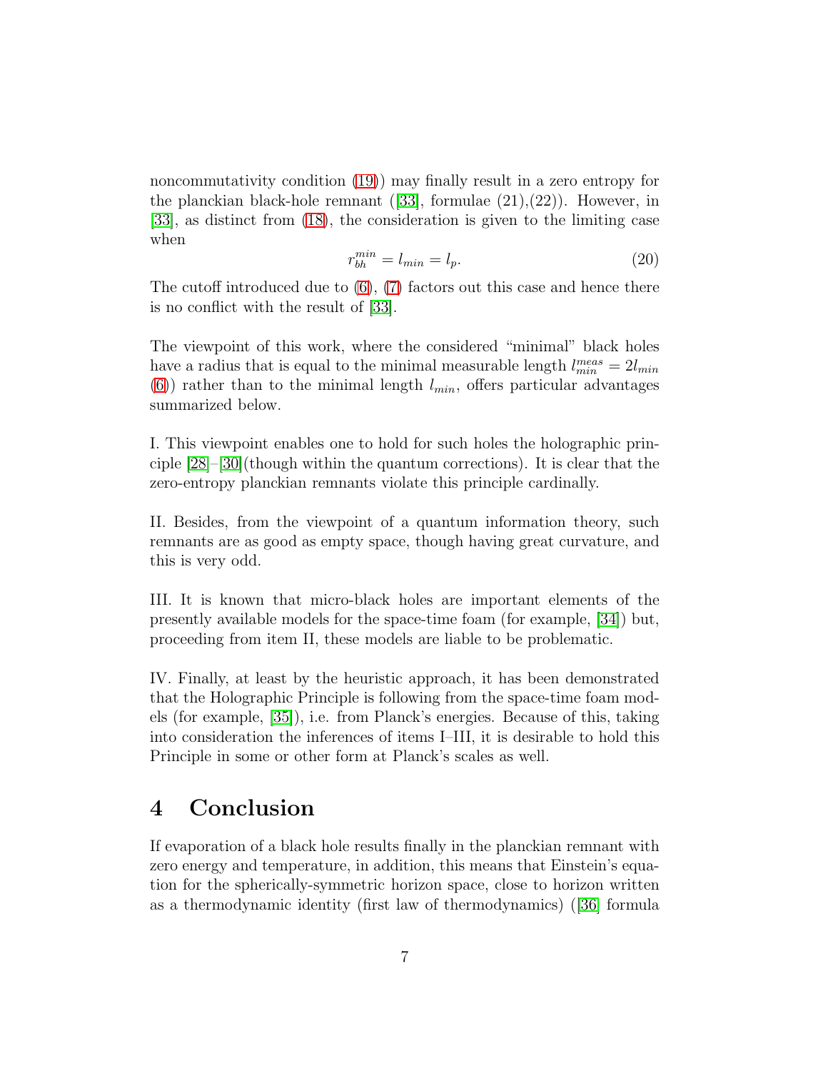noncommutativity condition (19)) may finally result in a zero entropy for the planckian black-hole remnant ([33], formulae (21),(22)). However, in [33], as distinct from (18), the consideration is given to the limiting case when

$$r_{bh}^{min} = l_{min} = l_p. \tag{20}$$

The cutoff introduced due to (6), (7) factors out this case and hence there is no conflict with the result of [33].

The viewpoint of this work, where the considered "minimal" black holes have a radius that is equal to the minimal measurable length $l_{min}^{meas} = 2l_{min}$ (6)) rather than to the minimal length $l_{min}$, offers particular advantages summarized below.

I. This viewpoint enables one to hold for such holes the holographic principle [28]–[30](though within the quantum corrections). It is clear that the zero-entropy planckian remnants violate this principle cardinally.

II. Besides, from the viewpoint of a quantum information theory, such remnants are as good as empty space, though having great curvature, and this is very odd.

III. It is known that micro-black holes are important elements of the presently available models for the space-time foam (for example, [34]) but, proceeding from item II, these models are liable to be problematic.

IV. Finally, at least by the heuristic approach, it has been demonstrated that the Holographic Principle is following from the space-time foam models (for example, [35]), i.e. from Planck's energies. Because of this, taking into consideration the inferences of items I–III, it is desirable to hold this Principle in some or other form at Planck's scales as well.

## 4 Conclusion

If evaporation of a black hole results finally in the planckian remnant with zero energy and temperature, in addition, this means that Einstein's equation for the spherically-symmetric horizon space, close to horizon written as a thermodynamic identity (first law of thermodynamics) ([36] formula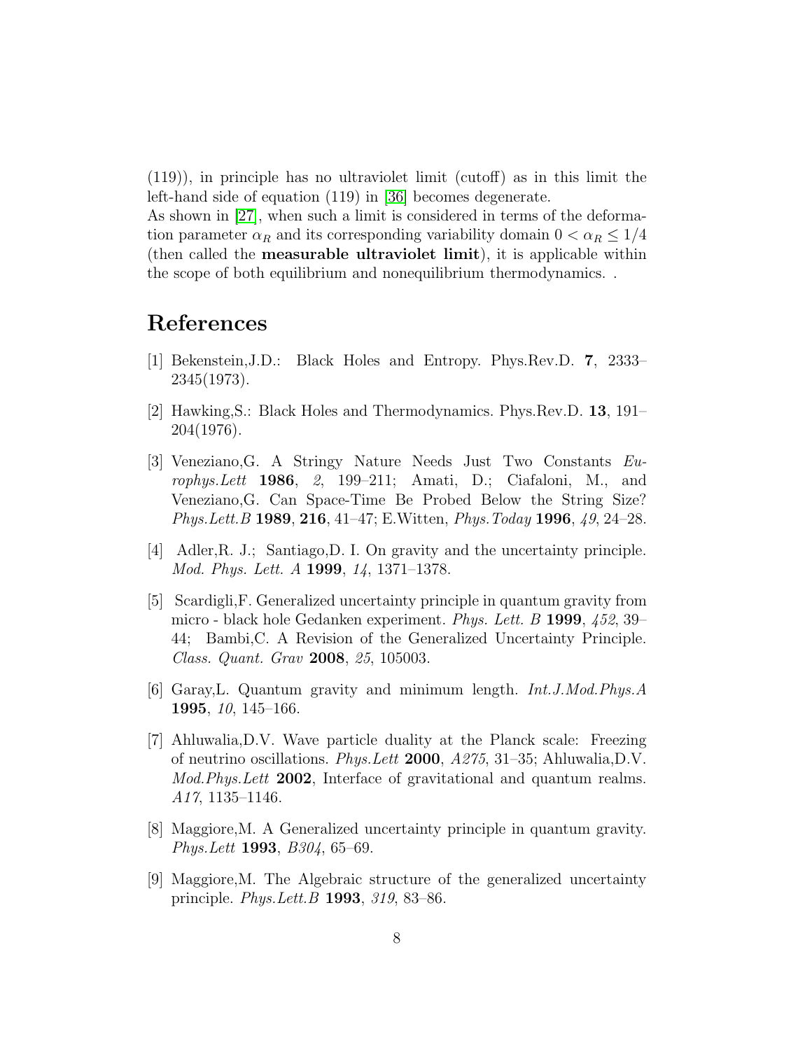(119)), in principle has no ultraviolet limit (cutoff) as in this limit the left-hand side of equation (119) in [36] becomes degenerate.
As shown in [27], when such a limit is considered in terms of the deformation parameter $\alpha_R$ and its corresponding variability domain $0 < \alpha_R \leq 1/4$ (then called the **measurable ultraviolet limit**), it is applicable within the scope of both equilibrium and nonequilibrium thermodynamics. .

# References

[1] Bekenstein,J.D.: Black Holes and Entropy. Phys.Rev.D. **7**, 2333–2345(1973).

[2] Hawking,S.: Black Holes and Thermodynamics. Phys.Rev.D. **13**, 191–204(1976).

[3] Veneziano,G. A Stringy Nature Needs Just Two Constants *Europhys.Lett* **1986**, *2*, 199–211; Amati, D.; Ciafaloni, M., and Veneziano,G. Can Space-Time Be Probed Below the String Size? *Phys.Lett.B* **1989**, **216**, 41–47; E.Witten, *Phys.Today* **1996**, *49*, 24–28.

[4] Adler,R. J.; Santiago,D. I. On gravity and the uncertainty principle. *Mod. Phys. Lett. A* **1999**, *14*, 1371–1378.

[5] Scardigli,F. Generalized uncertainty principle in quantum gravity from micro - black hole Gedanken experiment. *Phys. Lett. B* **1999**, *452*, 39–44; Bambi,C. A Revision of the Generalized Uncertainty Principle. *Class. Quant. Grav* **2008**, *25*, 105003.

[6] Garay,L. Quantum gravity and minimum length. *Int.J.Mod.Phys.A* **1995**, *10*, 145–166.

[7] Ahluwalia,D.V. Wave particle duality at the Planck scale: Freezing of neutrino oscillations. *Phys.Lett* **2000**, *A275*, 31–35; Ahluwalia,D.V. *Mod.Phys.Lett* **2002**, Interface of gravitational and quantum realms. *A17*, 1135–1146.

[8] Maggiore,M. A Generalized uncertainty principle in quantum gravity. *Phys.Lett* **1993**, *B304*, 65–69.

[9] Maggiore,M. The Algebraic structure of the generalized uncertainty principle. *Phys.Lett.B* **1993**, *319*, 83–86.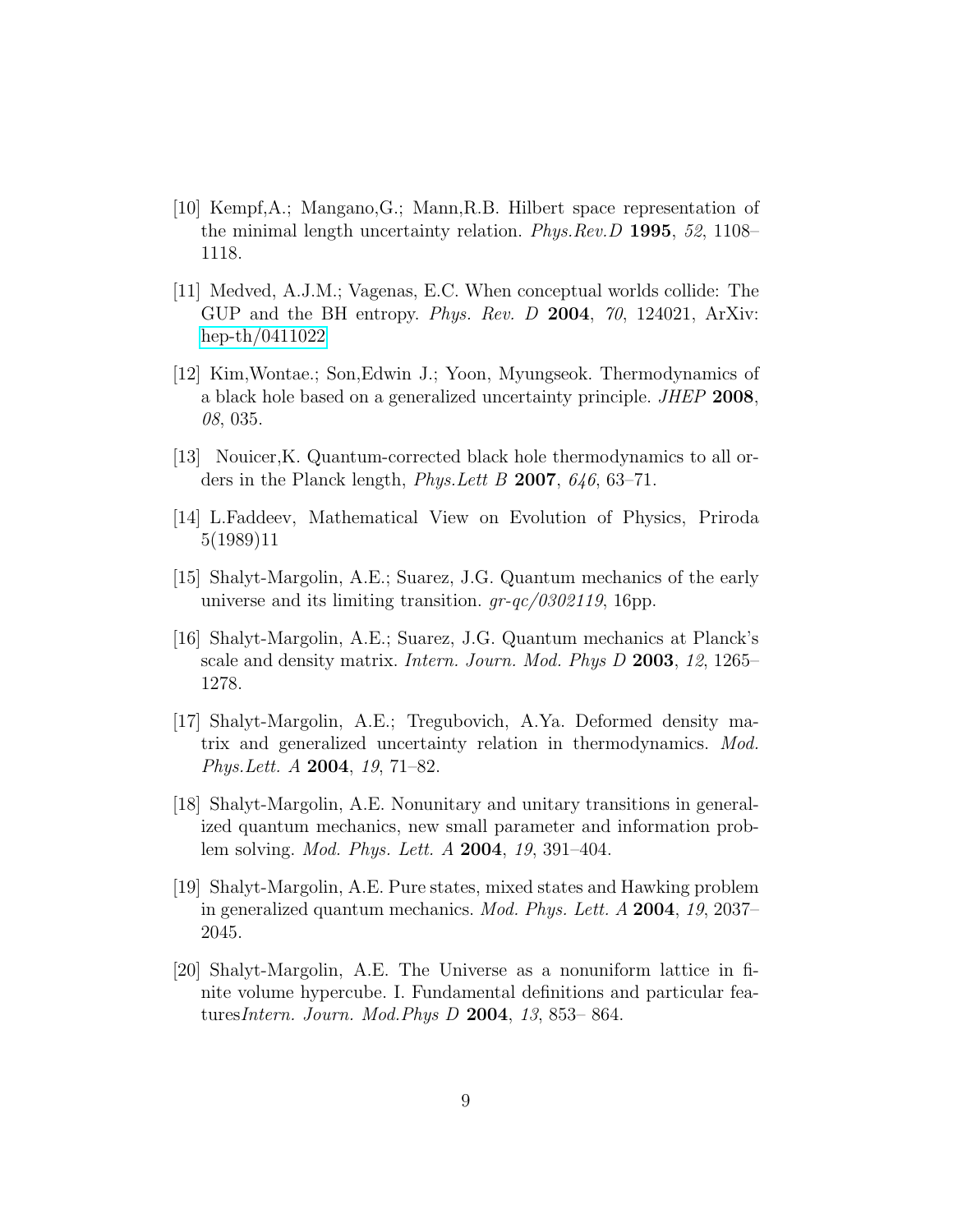[10] Kempf,A.; Mangano,G.; Mann,R.B. Hilbert space representation of the minimal length uncertainty relation. *Phys.Rev.D* **1995**, *52*, 1108–1118.

[11] Medved, A.J.M.; Vagenas, E.C. When conceptual worlds collide: The GUP and the BH entropy. *Phys. Rev. D* **2004**, *70*, 124021, ArXiv: hep-th/0411022

[12] Kim,Wontae.; Son,Edwin J.; Yoon, Myungseok. Thermodynamics of a black hole based on a generalized uncertainty principle. *JHEP* **2008**, *08*, 035.

[13] Nouicer,K. Quantum-corrected black hole thermodynamics to all orders in the Planck length, *Phys.Lett B* **2007**, *646*, 63–71.

[14] L.Faddeev, Mathematical View on Evolution of Physics, Priroda 5(1989)11

[15] Shalyt-Margolin, A.E.; Suarez, J.G. Quantum mechanics of the early universe and its limiting transition. *gr-qc/0302119*, 16pp.

[16] Shalyt-Margolin, A.E.; Suarez, J.G. Quantum mechanics at Planck's scale and density matrix. *Intern. Journ. Mod. Phys D* **2003**, *12*, 1265–1278.

[17] Shalyt-Margolin, A.E.; Tregubovich, A.Ya. Deformed density matrix and generalized uncertainty relation in thermodynamics. *Mod. Phys.Lett. A* **2004**, *19*, 71–82.

[18] Shalyt-Margolin, A.E. Nonunitary and unitary transitions in generalized quantum mechanics, new small parameter and information problem solving. *Mod. Phys. Lett. A* **2004**, *19*, 391–404.

[19] Shalyt-Margolin, A.E. Pure states, mixed states and Hawking problem in generalized quantum mechanics. *Mod. Phys. Lett. A* **2004**, *19*, 2037–2045.

[20] Shalyt-Margolin, A.E. The Universe as a nonuniform lattice in finite volume hypercube. I. Fundamental definitions and particular features*Intern. Journ. Mod.Phys D* **2004**, *13*, 853– 864.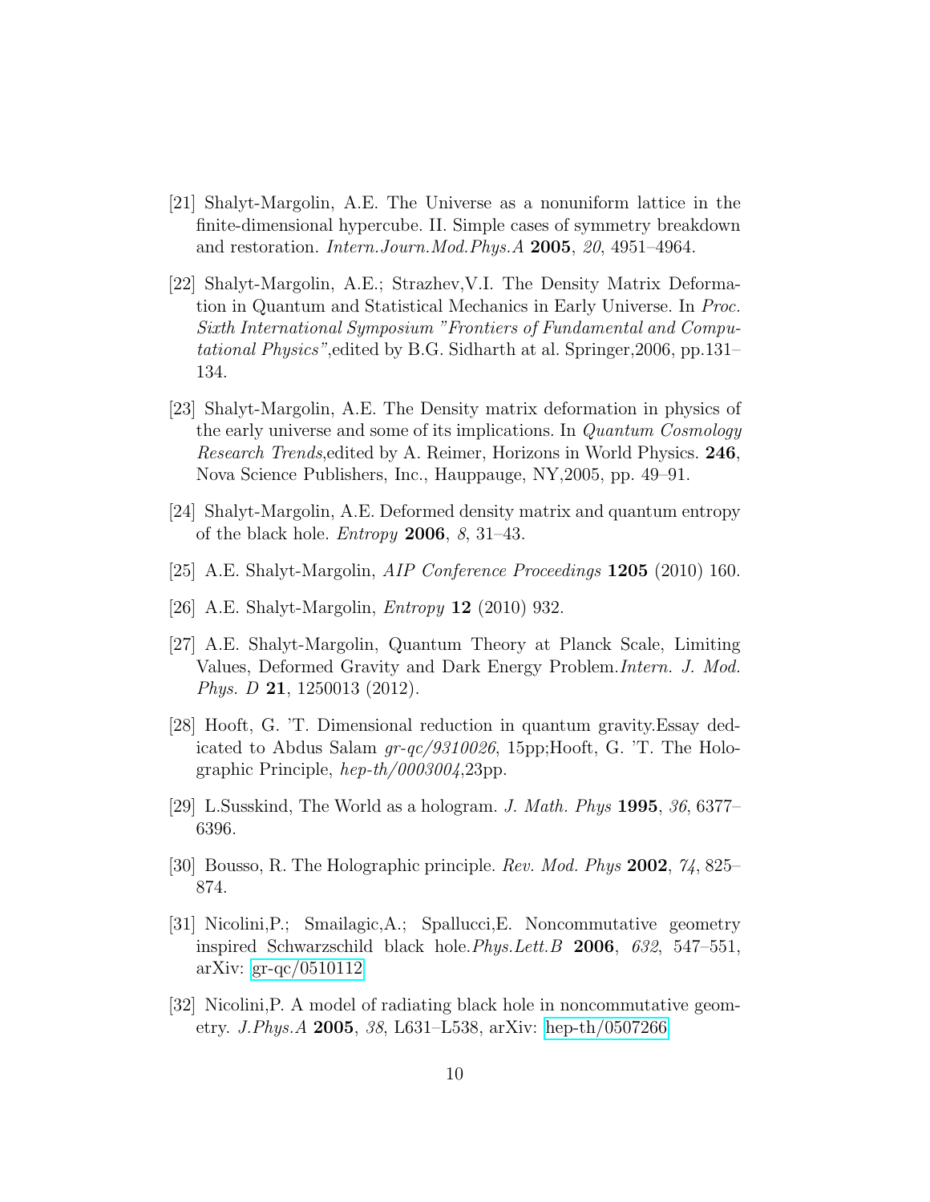[21] Shalyt-Margolin, A.E. The Universe as a nonuniform lattice in the finite-dimensional hypercube. II. Simple cases of symmetry breakdown and restoration. *Intern.Journ.Mod.Phys.A* **2005**, *20*, 4951–4964.

[22] Shalyt-Margolin, A.E.; Strazhev,V.I. The Density Matrix Deformation in Quantum and Statistical Mechanics in Early Universe. In *Proc. Sixth International Symposium "Frontiers of Fundamental and Computational Physics"*,edited by B.G. Sidharth at al. Springer,2006, pp.131–134.

[23] Shalyt-Margolin, A.E. The Density matrix deformation in physics of the early universe and some of its implications. In *Quantum Cosmology Research Trends*,edited by A. Reimer, Horizons in World Physics. **246**, Nova Science Publishers, Inc., Hauppauge, NY,2005, pp. 49–91.

[24] Shalyt-Margolin, A.E. Deformed density matrix and quantum entropy of the black hole. *Entropy* **2006**, *8*, 31–43.

[25] A.E. Shalyt-Margolin, *AIP Conference Proceedings* **1205** (2010) 160.

[26] A.E. Shalyt-Margolin, *Entropy* **12** (2010) 932.

[27] A.E. Shalyt-Margolin, Quantum Theory at Planck Scale, Limiting Values, Deformed Gravity and Dark Energy Problem.*Intern. J. Mod. Phys. D* **21**, 1250013 (2012).

[28] Hooft, G. 'T. Dimensional reduction in quantum gravity.Essay dedicated to Abdus Salam *gr-qc/9310026*, 15pp;Hooft, G. 'T. The Holographic Principle, *hep-th/0003004*,23pp.

[29] L.Susskind, The World as a hologram. *J. Math. Phys* **1995**, *36*, 6377–6396.

[30] Bousso, R. The Holographic principle. *Rev. Mod. Phys* **2002**, *74*, 825–874.

[31] Nicolini,P.; Smailagic,A.; Spallucci,E. Noncommutative geometry inspired Schwarzschild black hole.*Phys.Lett.B* **2006**, *632*, 547–551, arXiv: gr-qc/0510112

[32] Nicolini,P. A model of radiating black hole in noncommutative geometry. *J.Phys.A* **2005**, *38*, L631–L538, arXiv: hep-th/0507266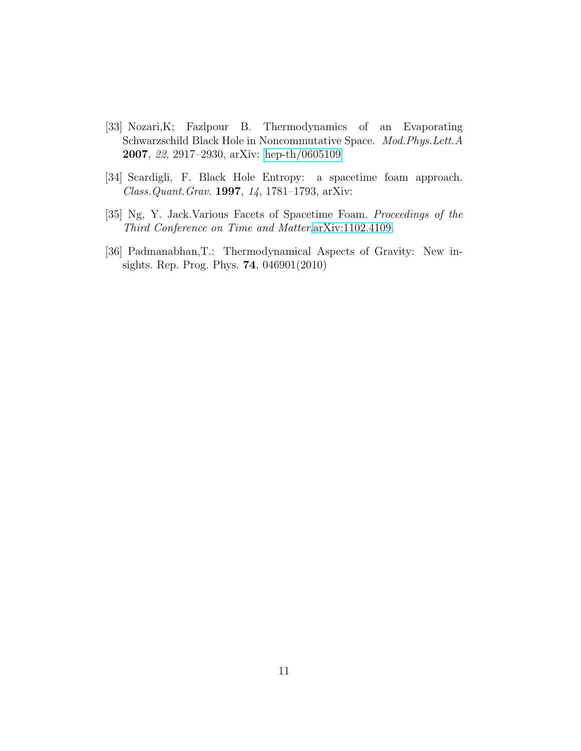[33] Nozari,K; Fazlpour B. Thermodynamics of an Evaporating Schwarzschild Black Hole in Noncommutative Space. *Mod.Phys.Lett.A* **2007**, *22*, 2917–2930, arXiv: hep-th/0605109

[34] Scardigli, F. Black Hole Entropy: a spacetime foam approach. *Class.Quant.Grav.* **1997**, *14*, 1781–1793, arXiv:

[35] Ng, Y. Jack.Various Facets of Spacetime Foam. *Proceedings of the Third Conference on Time and Matter.*arXiv:1102.4109.

[36] Padmanabhan,T.: Thermodynamical Aspects of Gravity: New insights. Rep. Prog. Phys. **74**, 046901(2010)